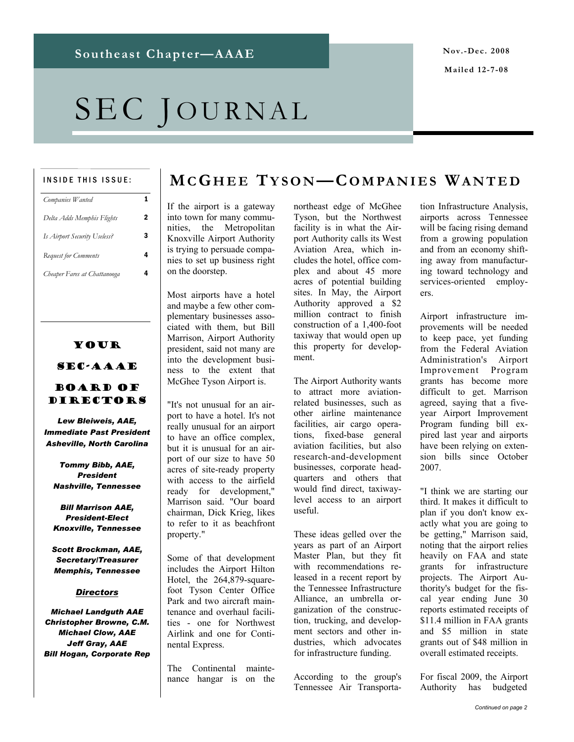Southeast Chapter—AAAE

Nov.-Dec. 2008

Mailed 12-7-08

# SEC Journal

**INSIDE THIS ISSUE:**

| | |
|---|---|
| *Companies Wanted* | 1 |
| *Delta Adds Memphis Flights* | 2 |
| *Is Airport Security Useless?* | 3 |
| *Request for Comments* | 4 |
| *Cheaper Fares at Chattanooga* | 4 |

## Your SEC-AAAE Board of Directors

***Lew Bleiweis, AAE,***
***Immediate Past President***
***Asheville, North Carolina***

***Tommy Bibb, AAE,***
***President***
***Nashville, Tennessee***

***Bill Marrison AAE,***
***President-Elect***
***Knoxville, Tennessee***

***Scott Brockman, AAE,***
***Secretary/Treasurer***
***Memphis, Tennessee***

***Directors***

***Michael Landguth AAE***
***Christopher Browne, C.M.***
***Michael Clow, AAE***
***Jeff Gray, AAE***
***Bill Hogan, Corporate Rep***

## McGhee Tyson—Companies Wanted

If the airport is a gateway into town for many communities, the Metropolitan Knoxville Airport Authority is trying to persuade companies to set up business right on the doorstep.

Most airports have a hotel and maybe a few other complementary businesses associated with them, but Bill Marrison, Airport Authority president, said not many are into the development business to the extent that McGhee Tyson Airport is.

"It's not unusual for an airport to have a hotel. It's not really unusual for an airport to have an office complex, but it is unusual for an airport of our size to have 50 acres of site-ready property with access to the airfield ready for development," Marrison said. "Our board chairman, Dick Krieg, likes to refer to it as beachfront property."

Some of that development includes the Airport Hilton Hotel, the 264,879-square-foot Tyson Center Office Park and two aircraft maintenance and overhaul facilities - one for Northwest Airlink and one for Continental Express.

The Continental maintenance hangar is on the northeast edge of McGhee Tyson, but the Northwest facility is in what the Airport Authority calls its West Aviation Area, which includes the hotel, office complex and about 45 more acres of potential building sites. In May, the Airport Authority approved a $2 million contract to finish construction of a 1,400-foot taxiway that would open up this property for development.

The Airport Authority wants to attract more aviation-related businesses, such as other airline maintenance facilities, air cargo operations, fixed-base general aviation facilities, but also research-and-development businesses, corporate headquarters and others that would find direct, taxiway-level access to an airport useful.

These ideas gelled over the years as part of an Airport Master Plan, but they fit with recommendations released in a recent report by the Tennessee Infrastructure Alliance, an umbrella organization of the construction, trucking, and development sectors and other industries, which advocates for infrastructure funding.

According to the group's Tennessee Air Transportation Infrastructure Analysis, airports across Tennessee will be facing rising demand from a growing population and from an economy shifting away from manufacturing toward technology and services-oriented employers.

Airport infrastructure improvements will be needed to keep pace, yet funding from the Federal Aviation Administration's Airport Improvement Program grants has become more difficult to get. Marrison agreed, saying that a five-year Airport Improvement Program funding bill expired last year and airports have been relying on extension bills since October 2007.

"I think we are starting our third. It makes it difficult to plan if you don't know exactly what you are going to be getting," Marrison said, noting that the airport relies heavily on FAA and state grants for infrastructure projects. The Airport Authority's budget for the fiscal year ending June 30 reports estimated receipts of $11.4 million in FAA grants and $5 million in state grants out of $48 million in overall estimated receipts.

For fiscal 2009, the Airport Authority has budgeted

*Continued on page 2*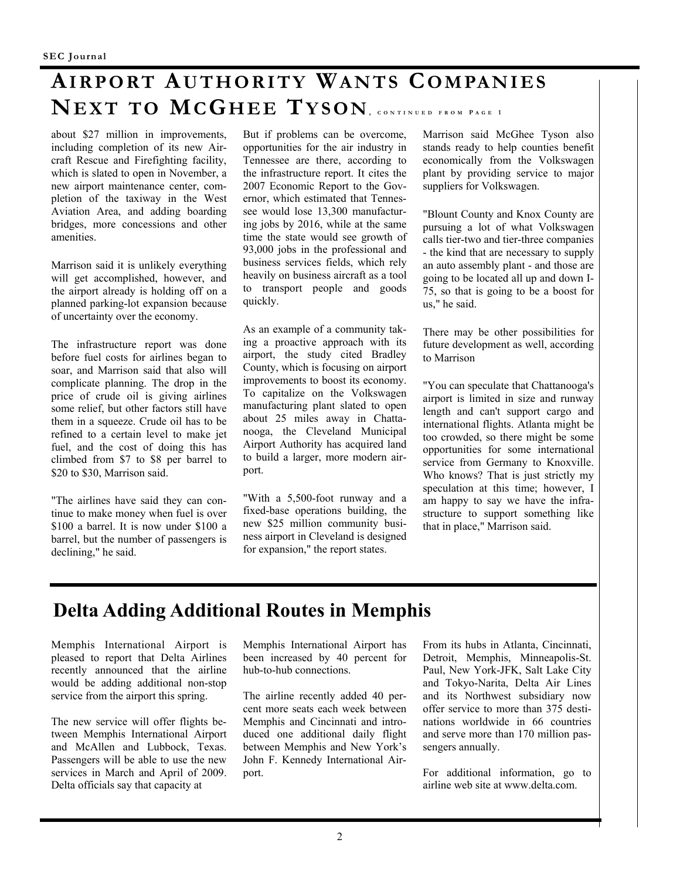## Airport Authority Wants Companies Next to McGhee Tyson, continued from Page 1

about $27 million in improvements, including completion of its new Aircraft Rescue and Firefighting facility, which is slated to open in November, a new airport maintenance center, completion of the taxiway in the West Aviation Area, and adding boarding bridges, more concessions and other amenities.

Marrison said it is unlikely everything will get accomplished, however, and the airport already is holding off on a planned parking-lot expansion because of uncertainty over the economy.

The infrastructure report was done before fuel costs for airlines began to soar, and Marrison said that also will complicate planning. The drop in the price of crude oil is giving airlines some relief, but other factors still have them in a squeeze. Crude oil has to be refined to a certain level to make jet fuel, and the cost of doing this has climbed from $7 to $8 per barrel to $20 to $30, Marrison said.

"The airlines have said they can continue to make money when fuel is over $100 a barrel. It is now under $100 a barrel, but the number of passengers is declining," he said.

But if problems can be overcome, opportunities for the air industry in Tennessee are there, according to the infrastructure report. It cites the 2007 Economic Report to the Governor, which estimated that Tennessee would lose 13,300 manufacturing jobs by 2016, while at the same time the state would see growth of 93,000 jobs in the professional and business services fields, which rely heavily on business aircraft as a tool to transport people and goods quickly.

As an example of a community taking a proactive approach with its airport, the study cited Bradley County, which is focusing on airport improvements to boost its economy. To capitalize on the Volkswagen manufacturing plant slated to open about 25 miles away in Chattanooga, the Cleveland Municipal Airport Authority has acquired land to build a larger, more modern airport.

"With a 5,500-foot runway and a fixed-base operations building, the new $25 million community business airport in Cleveland is designed for expansion," the report states.

Marrison said McGhee Tyson also stands ready to help counties benefit economically from the Volkswagen plant by providing service to major suppliers for Volkswagen.

"Blount County and Knox County are pursuing a lot of what Volkswagen calls tier-two and tier-three companies - the kind that are necessary to supply an auto assembly plant - and those are going to be located all up and down I-75, so that is going to be a boost for us," he said.

There may be other possibilities for future development as well, according to Marrison

"You can speculate that Chattanooga's airport is limited in size and runway length and can't support cargo and international flights. Atlanta might be too crowded, so there might be some opportunities for some international service from Germany to Knoxville. Who knows? That is just strictly my speculation at this time; however, I am happy to say we have the infrastructure to support something like that in place," Marrison said.

## Delta Adding Additional Routes in Memphis

Memphis International Airport is pleased to report that Delta Airlines recently announced that the airline would be adding additional non-stop service from the airport this spring.

The new service will offer flights between Memphis International Airport and McAllen and Lubbock, Texas. Passengers will be able to use the new services in March and April of 2009. Delta officials say that capacity at Memphis International Airport has been increased by 40 percent for hub-to-hub connections.

The airline recently added 40 percent more seats each week between Memphis and Cincinnati and introduced one additional daily flight between Memphis and New York's John F. Kennedy International Airport.

From its hubs in Atlanta, Cincinnati, Detroit, Memphis, Minneapolis-St. Paul, New York-JFK, Salt Lake City and Tokyo-Narita, Delta Air Lines and its Northwest subsidiary now offer service to more than 375 destinations worldwide in 66 countries and serve more than 170 million passengers annually.

For additional information, go to airline web site at www.delta.com.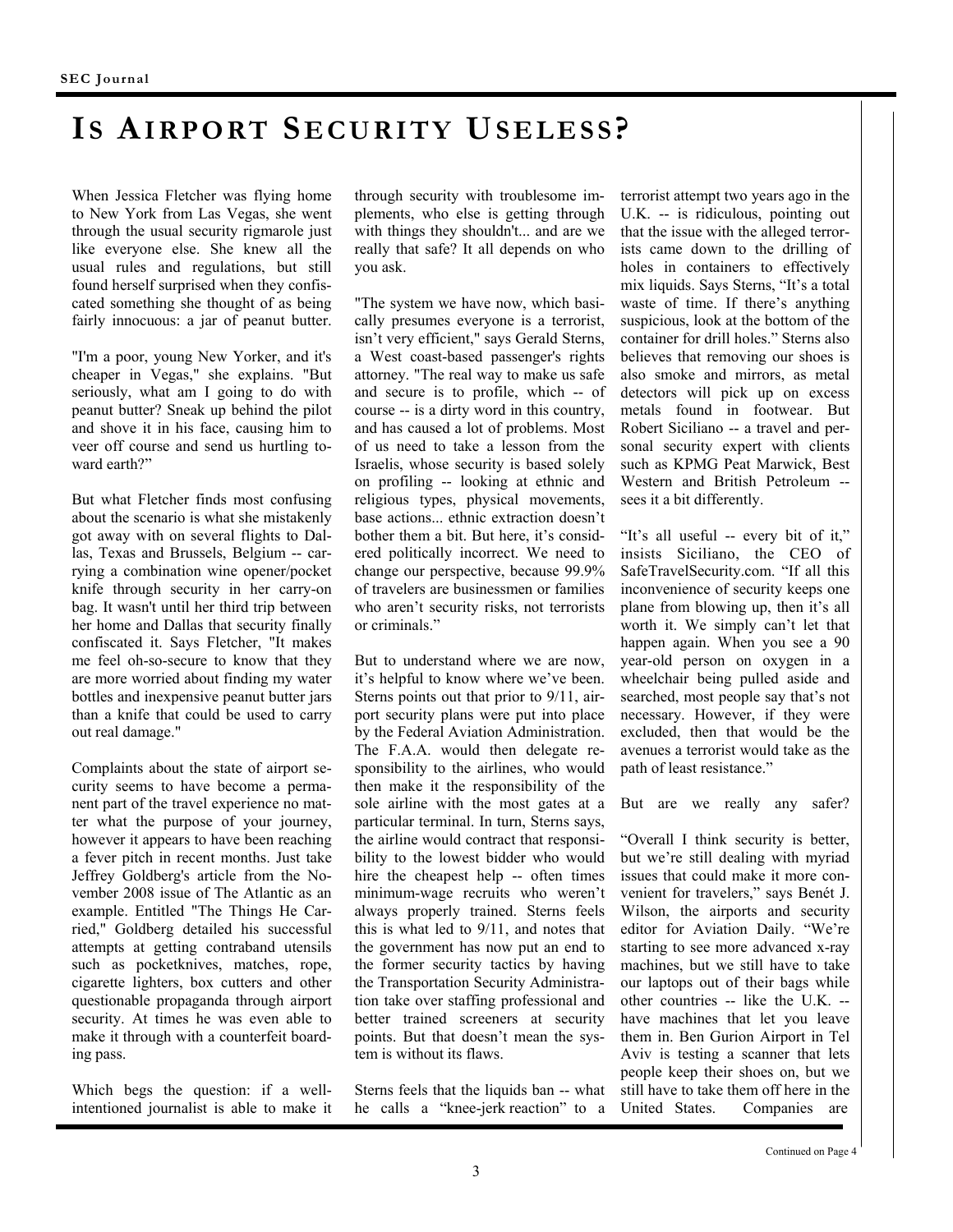# IS AIRPORT SECURITY USELESS?

When Jessica Fletcher was flying home to New York from Las Vegas, she went through the usual security rigmarole just like everyone else. She knew all the usual rules and regulations, but still found herself surprised when they confiscated something she thought of as being fairly innocuous: a jar of peanut butter.

"I'm a poor, young New Yorker, and it's cheaper in Vegas," she explains. "But seriously, what am I going to do with peanut butter? Sneak up behind the pilot and shove it in his face, causing him to veer off course and send us hurtling toward earth?"

But what Fletcher finds most confusing about the scenario is what she mistakenly got away with on several flights to Dallas, Texas and Brussels, Belgium -- carrying a combination wine opener/pocket knife through security in her carry-on bag. It wasn't until her third trip between her home and Dallas that security finally confiscated it. Says Fletcher, "It makes me feel oh-so-secure to know that they are more worried about finding my water bottles and inexpensive peanut butter jars than a knife that could be used to carry out real damage."

Complaints about the state of airport security seems to have become a permanent part of the travel experience no matter what the purpose of your journey, however it appears to have been reaching a fever pitch in recent months. Just take Jeffrey Goldberg's article from the November 2008 issue of The Atlantic as an example. Entitled "The Things He Carried," Goldberg detailed his successful attempts at getting contraband utensils such as pocketknives, matches, rope, cigarette lighters, box cutters and other questionable propaganda through airport security. At times he was even able to make it through with a counterfeit boarding pass.

Which begs the question: if a well-intentioned journalist is able to make it through security with troublesome implements, who else is getting through with things they shouldn't... and are we really that safe? It all depends on who you ask.

"The system we have now, which basically presumes everyone is a terrorist, isn't very efficient," says Gerald Sterns, a West coast-based passenger's rights attorney. "The real way to make us safe and secure is to profile, which -- of course -- is a dirty word in this country, and has caused a lot of problems. Most of us need to take a lesson from the Israelis, whose security is based solely on profiling -- looking at ethnic and religious types, physical movements, base actions... ethnic extraction doesn't bother them a bit. But here, it's considered politically incorrect. We need to change our perspective, because 99.9% of travelers are businessmen or families who aren't security risks, not terrorists or criminals."

But to understand where we are now, it's helpful to know where we've been. Sterns points out that prior to 9/11, airport security plans were put into place by the Federal Aviation Administration. The F.A.A. would then delegate responsibility to the airlines, who would then make it the responsibility of the sole airline with the most gates at a particular terminal. In turn, Sterns says, the airline would contract that responsibility to the lowest bidder who would hire the cheapest help -- often times minimum-wage recruits who weren't always properly trained. Sterns feels this is what led to 9/11, and notes that the government has now put an end to the former security tactics by having the Transportation Security Administration take over staffing professional and better trained screeners at security points. But that doesn't mean the system is without its flaws.

Sterns feels that the liquids ban -- what he calls a "knee-jerk reaction" to a terrorist attempt two years ago in the U.K. -- is ridiculous, pointing out that the issue with the alleged terrorists came down to the drilling of holes in containers to effectively mix liquids. Says Sterns, "It's a total waste of time. If there's anything suspicious, look at the bottom of the container for drill holes." Sterns also believes that removing our shoes is also smoke and mirrors, as metal detectors will pick up on excess metals found in footwear. But Robert Siciliano -- a travel and personal security expert with clients such as KPMG Peat Marwick, Best Western and British Petroleum -- sees it a bit differently.

"It's all useful -- every bit of it," insists Siciliano, the CEO of SafeTravelSecurity.com. "If all this inconvenience of security keeps one plane from blowing up, then it's all worth it. We simply can't let that happen again. When you see a 90 year-old person on oxygen in a wheelchair being pulled aside and searched, most people say that's not necessary. However, if they were excluded, then that would be the avenues a terrorist would take as the path of least resistance."

But are we really any safer?

"Overall I think security is better, but we're still dealing with myriad issues that could make it more convenient for travelers," says Benét J. Wilson, the airports and security editor for Aviation Daily. "We're starting to see more advanced x-ray machines, but we still have to take our laptops out of their bags while other countries -- like the U.K. -- have machines that let you leave them in. Ben Gurion Airport in Tel Aviv is testing a scanner that lets people keep their shoes on, but we still have to take them off here in the United States. Companies are

Continued on Page 4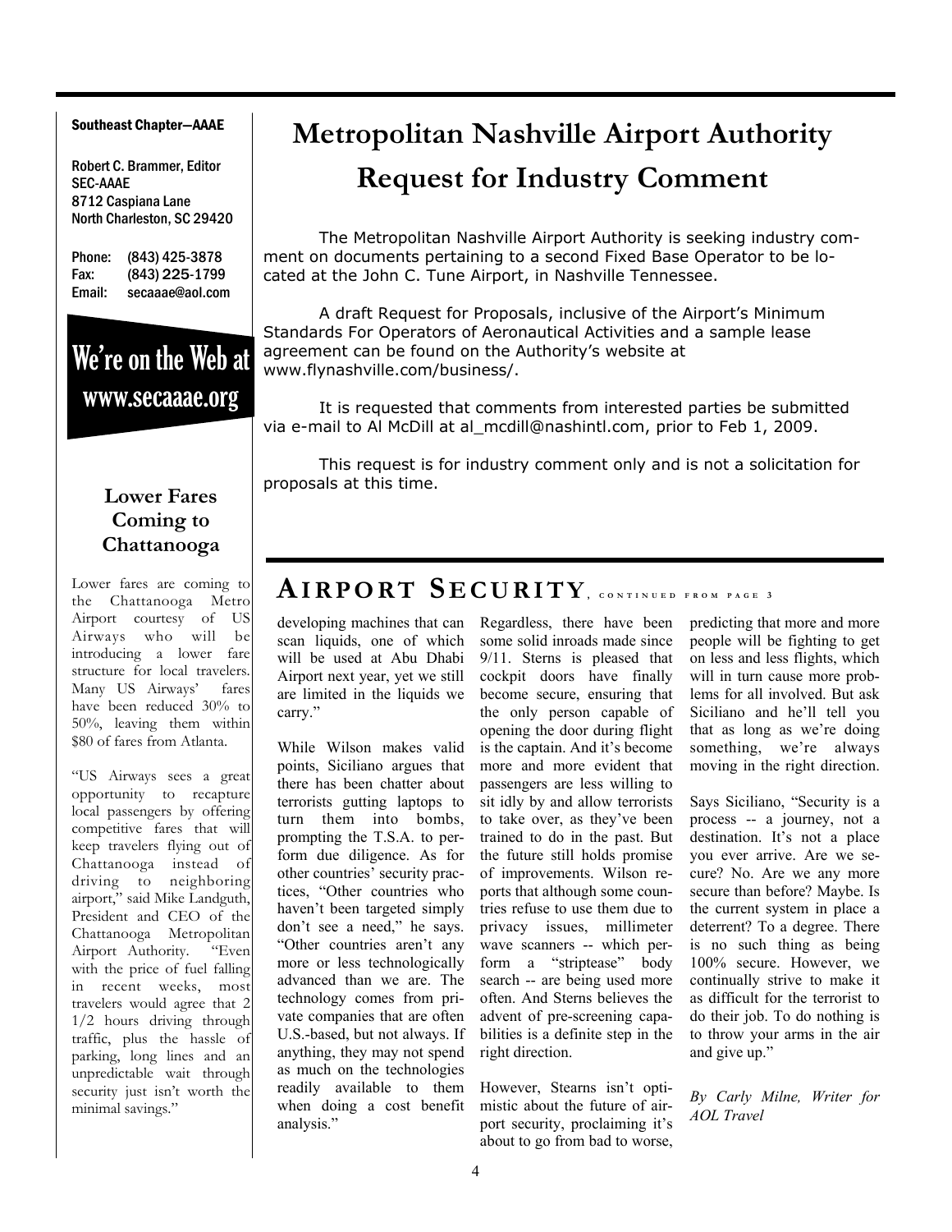Southeast Chapter—AAAE

Robert C. Brammer, Editor
SEC-AAAE
8712 Caspiana Lane
North Charleston, SC 29420

Phone: (843) 425-3878
Fax: (843) 225-1799
Email: secaaae@aol.com

**We're on the Web at www.secaaae.org**

### Lower Fares Coming to Chattanooga

Lower fares are coming to the Chattanooga Metro Airport courtesy of US Airways who will be introducing a lower fare structure for local travelers. Many US Airways' fares have been reduced 30% to 50%, leaving them within $80 of fares from Atlanta.

"US Airways sees a great opportunity to recapture local passengers by offering competitive fares that will keep travelers flying out of Chattanooga instead of driving to neighboring airport," said Mike Landguth, President and CEO of the Chattanooga Metropolitan Airport Authority. "Even with the price of fuel falling in recent weeks, most travelers would agree that 2 1/2 hours driving through traffic, plus the hassle of parking, long lines and an unpredictable wait through security just isn't worth the minimal savings."

# Metropolitan Nashville Airport Authority Request for Industry Comment

The Metropolitan Nashville Airport Authority is seeking industry comment on documents pertaining to a second Fixed Base Operator to be located at the John C. Tune Airport, in Nashville Tennessee.

A draft Request for Proposals, inclusive of the Airport's Minimum Standards For Operators of Aeronautical Activities and a sample lease agreement can be found on the Authority's website at www.flynashville.com/business/.

It is requested that comments from interested parties be submitted via e-mail to Al McDill at al_mcdill@nashintl.com, prior to Feb 1, 2009.

This request is for industry comment only and is not a solicitation for proposals at this time.

## Airport Security, continued from page 3

developing machines that can scan liquids, one of which will be used at Abu Dhabi Airport next year, yet we still are limited in the liquids we carry."

While Wilson makes valid points, Siciliano argues that there has been chatter about terrorists gutting laptops to turn them into bombs, prompting the T.S.A. to perform due diligence. As for other countries' security practices, "Other countries who haven't been targeted simply don't see a need," he says. "Other countries aren't any more or less technologically advanced than we are. The technology comes from private companies that are often U.S.-based, but not always. If anything, they may not spend as much on the technologies readily available to them when doing a cost benefit analysis."

Regardless, there have been some solid inroads made since 9/11. Sterns is pleased that cockpit doors have finally become secure, ensuring that the only person capable of opening the door during flight is the captain. And it's become more and more evident that passengers are less willing to sit idly by and allow terrorists to take over, as they've been trained to do in the past. But the future still holds promise of improvements. Wilson reports that although some countries refuse to use them due to privacy issues, millimeter wave scanners -- which perform a "striptease" body search -- are being used more often. And Sterns believes the advent of pre-screening capabilities is a definite step in the right direction.

However, Stearns isn't optimistic about the future of airport security, proclaiming it's about to go from bad to worse, predicting that more and more people will be fighting to get on less and less flights, which will in turn cause more problems for all involved. But ask Siciliano and he'll tell you that as long as we're doing something, we're always moving in the right direction.

Says Siciliano, "Security is a process -- a journey, not a destination. It's not a place you ever arrive. Are we secure? No. Are we any more secure than before? Maybe. Is the current system in place a deterrent? To a degree. There is no such thing as being 100% secure. However, we continually strive to make it as difficult for the terrorist to do their job. To do nothing is to throw your arms in the air and give up."

*By Carly Milne, Writer for AOL Travel*